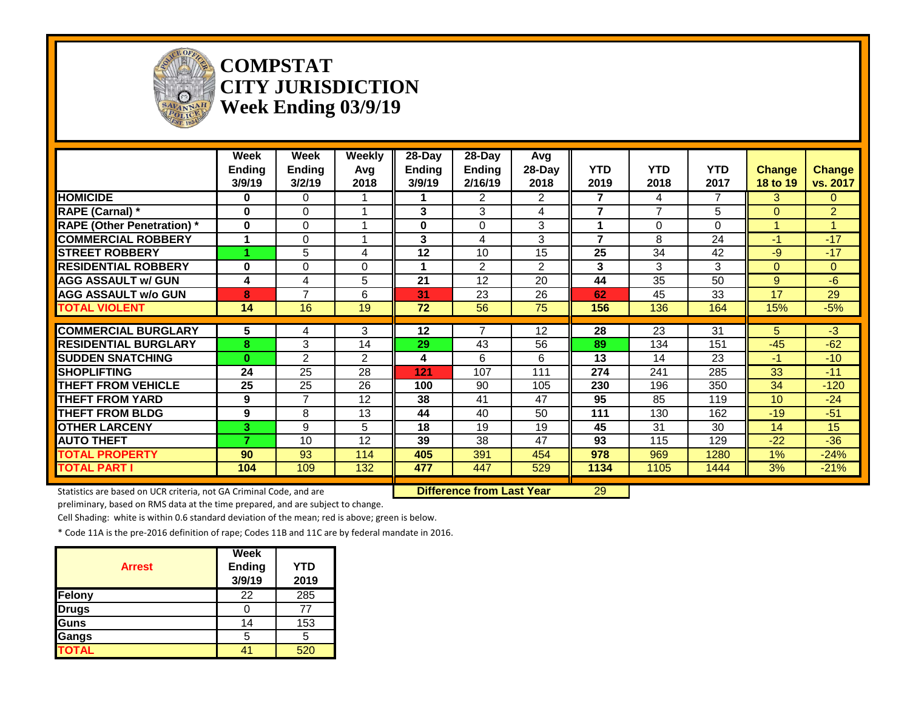# COMPSTAT
# CITY JURISDICTION
# Week Ending 03/9/19

| | Week Ending 3/9/19 | Week Ending 3/2/19 | Weekly Avg 2018 | 28-Day Ending 3/9/19 | 28-Day Ending 2/16/19 | Avg 28-Day 2018 | YTD 2019 | YTD 2018 | YTD 2017 | Change 18 to 19 | Change vs. 2017 |
|---|---|---|---|---|---|---|---|---|---|---|---|
| HOMICIDE | 0 | 0 | 1 | 1 | 2 | 2 | 7 | 4 | 7 | 3 | 0 |
| RAPE (Carnal) * | 0 | 0 | 1 | 3 | 3 | 4 | 7 | 7 | 5 | 0 | 2 |
| RAPE (Other Penetration) * | 0 | 0 | 1 | 0 | 0 | 3 | 1 | 0 | 0 | 1 | 1 |
| COMMERCIAL ROBBERY | 1 | 0 | 1 | 3 | 4 | 3 | 7 | 8 | 24 | -1 | -17 |
| STREET ROBBERY | 1 | 5 | 4 | 12 | 10 | 15 | 25 | 34 | 42 | -9 | -17 |
| RESIDENTIAL ROBBERY | 0 | 0 | 0 | 1 | 2 | 2 | 3 | 3 | 3 | 0 | 0 |
| AGG ASSAULT w/ GUN | 4 | 4 | 5 | 21 | 12 | 20 | 44 | 35 | 50 | 9 | -6 |
| AGG ASSAULT w/o GUN | 8 | 7 | 6 | 31 | 23 | 26 | 62 | 45 | 33 | 17 | 29 |
| TOTAL VIOLENT | 14 | 16 | 19 | 72 | 56 | 75 | 156 | 136 | 164 | 15% | -5% |
| COMMERCIAL BURGLARY | 5 | 4 | 3 | 12 | 7 | 12 | 28 | 23 | 31 | 5 | -3 |
| RESIDENTIAL BURGLARY | 8 | 3 | 14 | 29 | 43 | 56 | 89 | 134 | 151 | -45 | -62 |
| SUDDEN SNATCHING | 0 | 2 | 2 | 4 | 6 | 6 | 13 | 14 | 23 | -1 | -10 |
| SHOPLIFTING | 24 | 25 | 28 | 121 | 107 | 111 | 274 | 241 | 285 | 33 | -11 |
| THEFT FROM VEHICLE | 25 | 25 | 26 | 100 | 90 | 105 | 230 | 196 | 350 | 34 | -120 |
| THEFT FROM YARD | 9 | 7 | 12 | 38 | 41 | 47 | 95 | 85 | 119 | 10 | -24 |
| THEFT FROM BLDG | 9 | 8 | 13 | 44 | 40 | 50 | 111 | 130 | 162 | -19 | -51 |
| OTHER LARCENY | 3 | 9 | 5 | 18 | 19 | 19 | 45 | 31 | 30 | 14 | 15 |
| AUTO THEFT | 7 | 10 | 12 | 39 | 38 | 47 | 93 | 115 | 129 | -22 | -36 |
| TOTAL PROPERTY | 90 | 93 | 114 | 405 | 391 | 454 | 978 | 969 | 1280 | 1% | -24% |
| TOTAL PART I | 104 | 109 | 132 | 477 | 447 | 529 | 1134 | 1105 | 1444 | 3% | -21% |

**Difference from Last Year** 29

Statistics are based on UCR criteria, not GA Criminal Code, and are preliminary, based on RMS data at the time prepared, and are subject to change.

Cell Shading: white is within 0.6 standard deviation of the mean; red is above; green is below.

* Code 11A is the pre-2016 definition of rape; Codes 11B and 11C are by federal mandate in 2016.

| Arrest | Week Ending 3/9/19 | YTD 2019 |
|---|---|---|
| Felony | 22 | 285 |
| Drugs | 0 | 77 |
| Guns | 14 | 153 |
| Gangs | 5 | 5 |
| TOTAL | 41 | 520 |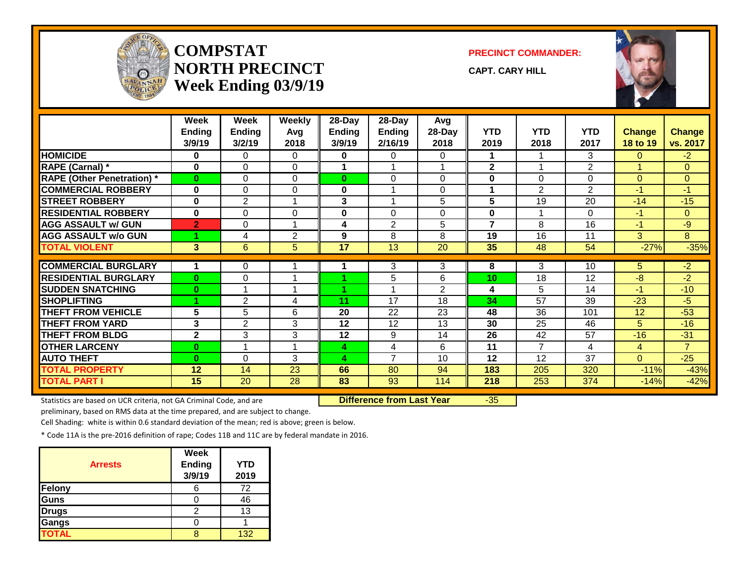# COMPSTAT NORTH PRECINCT Week Ending 03/9/19

**PRECINCT COMMANDER:**

**CAPT. CARY HILL**

| | Week Ending 3/9/19 | Week Ending 3/2/19 | Weekly Avg 2018 | 28-Day Ending 3/9/19 | 28-Day Ending 2/16/19 | Avg 28-Day 2018 | YTD 2019 | YTD 2018 | YTD 2017 | Change 18 to 19 | Change vs. 2017 |
|---|---|---|---|---|---|---|---|---|---|---|---|
| HOMICIDE | 0 | 0 | 0 | 0 | 0 | 0 | 1 | 1 | 3 | 0 | -2 |
| RAPE (Carnal) * | 0 | 0 | 0 | 1 | 1 | 1 | 2 | 1 | 2 | 1 | 0 |
| RAPE (Other Penetration) * | 0 | 0 | 0 | 0 | 0 | 0 | 0 | 0 | 0 | 0 | 0 |
| COMMERCIAL ROBBERY | 0 | 0 | 0 | 0 | 1 | 0 | 1 | 2 | 2 | -1 | -1 |
| STREET ROBBERY | 0 | 2 | 1 | 3 | 1 | 5 | 5 | 19 | 20 | -14 | -15 |
| RESIDENTIAL ROBBERY | 0 | 0 | 0 | 0 | 0 | 0 | 0 | 1 | 0 | -1 | 0 |
| AGG ASSAULT w/ GUN | 2 | 0 | 1 | 4 | 2 | 5 | 7 | 8 | 16 | -1 | -9 |
| AGG ASSAULT w/o GUN | 1 | 4 | 2 | 9 | 8 | 8 | 19 | 16 | 11 | 3 | 8 |
| TOTAL VIOLENT | 3 | 6 | 5 | 17 | 13 | 20 | 35 | 48 | 54 | -27% | -35% |
| COMMERCIAL BURGLARY | 1 | 0 | 1 | 1 | 3 | 3 | 8 | 3 | 10 | 5 | -2 |
| RESIDENTIAL BURGLARY | 0 | 0 | 1 | 1 | 5 | 6 | 10 | 18 | 12 | -8 | -2 |
| SUDDEN SNATCHING | 0 | 1 | 1 | 1 | 1 | 2 | 4 | 5 | 14 | -1 | -10 |
| SHOPLIFTING | 1 | 2 | 4 | 11 | 17 | 18 | 34 | 57 | 39 | -23 | -5 |
| THEFT FROM VEHICLE | 5 | 5 | 6 | 20 | 22 | 23 | 48 | 36 | 101 | 12 | -53 |
| THEFT FROM YARD | 3 | 2 | 3 | 12 | 12 | 13 | 30 | 25 | 46 | 5 | -16 |
| THEFT FROM BLDG | 2 | 3 | 3 | 12 | 9 | 14 | 26 | 42 | 57 | -16 | -31 |
| OTHER LARCENY | 0 | 1 | 1 | 4 | 4 | 6 | 11 | 7 | 4 | 4 | 7 |
| AUTO THEFT | 0 | 0 | 3 | 4 | 7 | 10 | 12 | 12 | 37 | 0 | -25 |
| TOTAL PROPERTY | 12 | 14 | 23 | 66 | 80 | 94 | 183 | 205 | 320 | -11% | -43% |
| TOTAL PART I | 15 | 20 | 28 | 83 | 93 | 114 | 218 | 253 | 374 | -14% | -42% |

**Difference from Last Year** -35

Statistics are based on UCR criteria, not GA Criminal Code, and are preliminary, based on RMS data at the time prepared, and are subject to change.

Cell Shading: white is within 0.6 standard deviation of the mean; red is above; green is below.

* Code 11A is the pre-2016 definition of rape; Codes 11B and 11C are by federal mandate in 2016.

| Arrests | Week Ending 3/9/19 | YTD 2019 |
|---|---|---|
| Felony | 6 | 72 |
| Guns | 0 | 46 |
| Drugs | 2 | 13 |
| Gangs | 0 | 1 |
| TOTAL | 8 | 132 |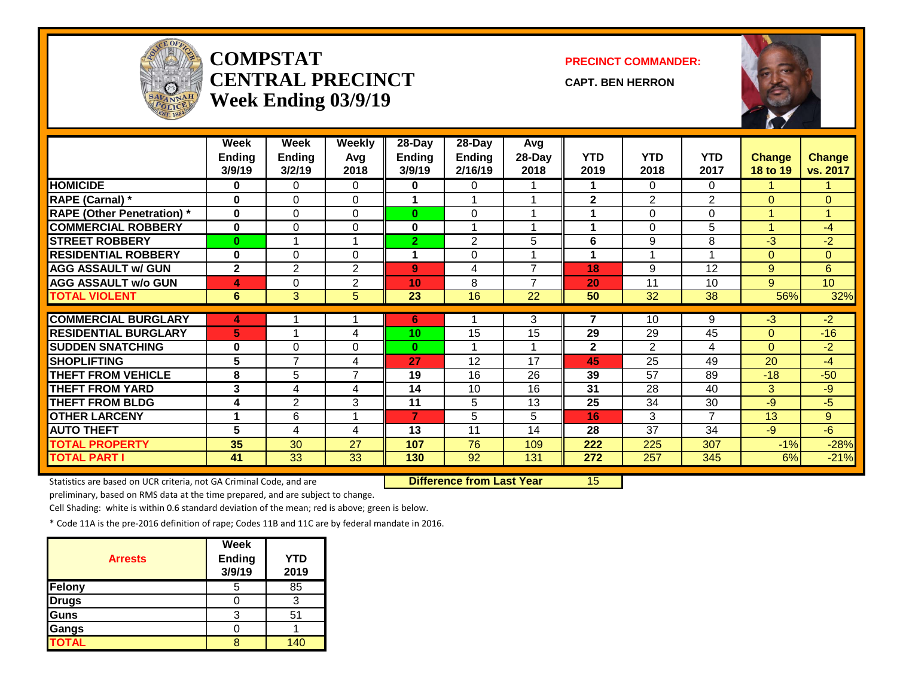# COMPSTAT CENTRAL PRECINCT Week Ending 03/9/19

**PRECINCT COMMANDER:**

**CAPT. BEN HERRON**

| | Week Ending 3/9/19 | Week Ending 3/2/19 | Weekly Avg 2018 | 28-Day Ending 3/9/19 | 28-Day Ending 2/16/19 | Avg 28-Day 2018 | YTD 2019 | YTD 2018 | YTD 2017 | Change 18 to 19 | Change vs. 2017 |
|---|---|---|---|---|---|---|---|---|---|---|---|
| HOMICIDE | 0 | 0 | 0 | 0 | 0 | 1 | 1 | 0 | 0 | 1 | 1 |
| RAPE (Carnal) * | 0 | 0 | 0 | 1 | 1 | 1 | 2 | 2 | 2 | 0 | 0 |
| RAPE (Other Penetration) * | 0 | 0 | 0 | 0 | 0 | 1 | 1 | 0 | 0 | 1 | 1 |
| COMMERCIAL ROBBERY | 0 | 0 | 0 | 0 | 1 | 1 | 1 | 0 | 5 | 1 | -4 |
| STREET ROBBERY | 0 | 1 | 1 | 2 | 2 | 5 | 6 | 9 | 8 | -3 | -2 |
| RESIDENTIAL ROBBERY | 0 | 0 | 0 | 1 | 0 | 1 | 1 | 1 | 1 | 0 | 0 |
| AGG ASSAULT w/ GUN | 2 | 2 | 2 | 9 | 4 | 7 | 18 | 9 | 12 | 9 | 6 |
| AGG ASSAULT w/o GUN | 4 | 0 | 2 | 10 | 8 | 7 | 20 | 11 | 10 | 9 | 10 |
| TOTAL VIOLENT | 6 | 3 | 5 | 23 | 16 | 22 | 50 | 32 | 38 | 56% | 32% |
| COMMERCIAL BURGLARY | 4 | 1 | 1 | 6 | 1 | 3 | 7 | 10 | 9 | -3 | -2 |
| RESIDENTIAL BURGLARY | 5 | 1 | 4 | 10 | 15 | 15 | 29 | 29 | 45 | 0 | -16 |
| SUDDEN SNATCHING | 0 | 0 | 0 | 0 | 1 | 1 | 2 | 2 | 4 | 0 | -2 |
| SHOPLIFTING | 5 | 7 | 4 | 27 | 12 | 17 | 45 | 25 | 49 | 20 | -4 |
| THEFT FROM VEHICLE | 8 | 5 | 7 | 19 | 16 | 26 | 39 | 57 | 89 | -18 | -50 |
| THEFT FROM YARD | 3 | 4 | 4 | 14 | 10 | 16 | 31 | 28 | 40 | 3 | -9 |
| THEFT FROM BLDG | 4 | 2 | 3 | 11 | 5 | 13 | 25 | 34 | 30 | -9 | -5 |
| OTHER LARCENY | 1 | 6 | 1 | 7 | 5 | 5 | 16 | 3 | 7 | 13 | 9 |
| AUTO THEFT | 5 | 4 | 4 | 13 | 11 | 14 | 28 | 37 | 34 | -9 | -6 |
| TOTAL PROPERTY | 35 | 30 | 27 | 107 | 76 | 109 | 222 | 225 | 307 | -1% | -28% |
| TOTAL PART I | 41 | 33 | 33 | 130 | 92 | 131 | 272 | 257 | 345 | 6% | -21% |

**Difference from Last Year** 15

Statistics are based on UCR criteria, not GA Criminal Code, and are preliminary, based on RMS data at the time prepared, and are subject to change.

Cell Shading: white is within 0.6 standard deviation of the mean; red is above; green is below.

* Code 11A is the pre-2016 definition of rape; Codes 11B and 11C are by federal mandate in 2016.

| Arrests | Week Ending 3/9/19 | YTD 2019 |
|---|---|---|
| Felony | 5 | 85 |
| Drugs | 0 | 3 |
| Guns | 3 | 51 |
| Gangs | 0 | 1 |
| TOTAL | 8 | 140 |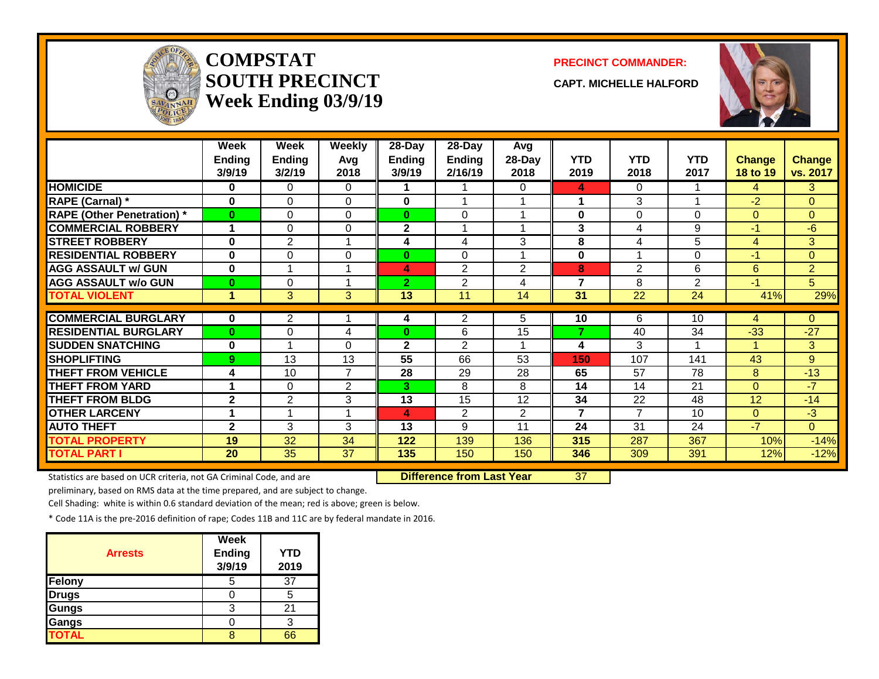# COMPSTAT SOUTH PRECINCT
## Week Ending 03/9/19

**PRECINCT COMMANDER:**

**CAPT. MICHELLE HALFORD**

| | Week Ending 3/9/19 | Week Ending 3/2/19 | Weekly Avg 2018 | 28-Day Ending 3/9/19 | 28-Day Ending 2/16/19 | Avg 28-Day 2018 | YTD 2019 | YTD 2018 | YTD 2017 | Change 18 to 19 | Change vs. 2017 |
|---|---|---|---|---|---|---|---|---|---|---|---|
| HOMICIDE | 0 | 0 | 0 | 1 | 1 | 0 | 4 | 0 | 1 | 4 | 3 |
| RAPE (Carnal) * | 0 | 0 | 0 | 0 | 1 | 1 | 1 | 3 | 1 | -2 | 0 |
| RAPE (Other Penetration) * | 0 | 0 | 0 | 0 | 0 | 1 | 0 | 0 | 0 | 0 | 0 |
| COMMERCIAL ROBBERY | 1 | 0 | 0 | 2 | 1 | 1 | 3 | 4 | 9 | -1 | -6 |
| STREET ROBBERY | 0 | 2 | 1 | 4 | 4 | 3 | 8 | 4 | 5 | 4 | 3 |
| RESIDENTIAL ROBBERY | 0 | 0 | 0 | 0 | 0 | 1 | 0 | 1 | 0 | -1 | 0 |
| AGG ASSAULT w/ GUN | 0 | 1 | 1 | 4 | 2 | 2 | 8 | 2 | 6 | 6 | 2 |
| AGG ASSAULT w/o GUN | 0 | 0 | 1 | 2 | 2 | 4 | 7 | 8 | 2 | -1 | 5 |
| TOTAL VIOLENT | 1 | 3 | 3 | 13 | 11 | 14 | 31 | 22 | 24 | 41% | 29% |
| COMMERCIAL BURGLARY | 0 | 2 | 1 | 4 | 2 | 5 | 10 | 6 | 10 | 4 | 0 |
| RESIDENTIAL BURGLARY | 0 | 0 | 4 | 0 | 6 | 15 | 7 | 40 | 34 | -33 | -27 |
| SUDDEN SNATCHING | 0 | 1 | 0 | 2 | 2 | 1 | 4 | 3 | 1 | 1 | 3 |
| SHOPLIFTING | 9 | 13 | 13 | 55 | 66 | 53 | 150 | 107 | 141 | 43 | 9 |
| THEFT FROM VEHICLE | 4 | 10 | 7 | 28 | 29 | 28 | 65 | 57 | 78 | 8 | -13 |
| THEFT FROM YARD | 1 | 0 | 2 | 3 | 8 | 8 | 14 | 14 | 21 | 0 | -7 |
| THEFT FROM BLDG | 2 | 2 | 3 | 13 | 15 | 12 | 34 | 22 | 48 | 12 | -14 |
| OTHER LARCENY | 1 | 1 | 1 | 4 | 2 | 2 | 7 | 7 | 10 | 0 | -3 |
| AUTO THEFT | 2 | 3 | 3 | 13 | 9 | 11 | 24 | 31 | 24 | -7 | 0 |
| TOTAL PROPERTY | 19 | 32 | 34 | 122 | 139 | 136 | 315 | 287 | 367 | 10% | -14% |
| TOTAL PART I | 20 | 35 | 37 | 135 | 150 | 150 | 346 | 309 | 391 | 12% | -12% |

**Difference from Last Year** 37

Statistics are based on UCR criteria, not GA Criminal Code, and are preliminary, based on RMS data at the time prepared, and are subject to change.

Cell Shading: white is within 0.6 standard deviation of the mean; red is above; green is below.

* Code 11A is the pre-2016 definition of rape; Codes 11B and 11C are by federal mandate in 2016.

| Arrests | Week Ending 3/9/19 | YTD 2019 |
|---|---|---|
| Felony | 5 | 37 |
| Drugs | 0 | 5 |
| Gungs | 3 | 21 |
| Gangs | 0 | 3 |
| TOTAL | 8 | 66 |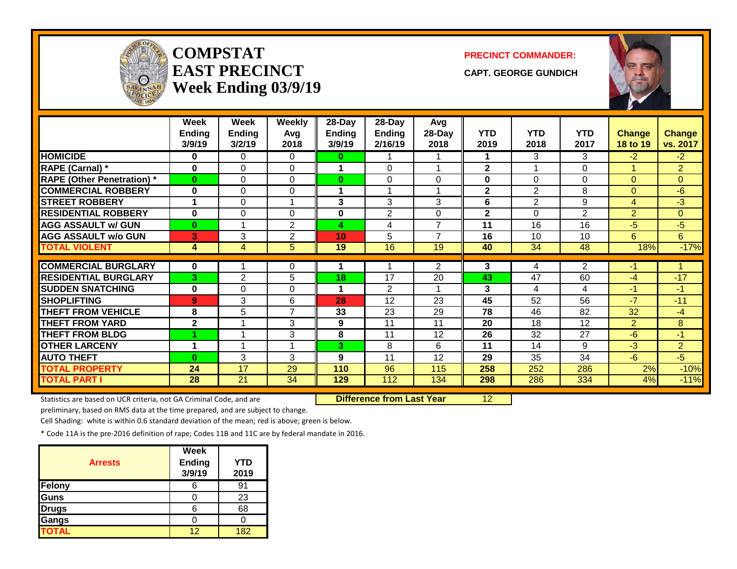# COMPSTAT
# EAST PRECINCT
# Week Ending 03/9/19

**PRECINCT COMMANDER:**

**CAPT. GEORGE GUNDICH**

| | Week Ending 3/9/19 | Week Ending 3/2/19 | Weekly Avg 2018 | 28-Day Ending 3/9/19 | 28-Day Ending 2/16/19 | Avg 28-Day 2018 | YTD 2019 | YTD 2018 | YTD 2017 | Change 18 to 19 | Change vs. 2017 |
|---|---|---|---|---|---|---|---|---|---|---|---|
| HOMICIDE | 0 | 0 | 0 | 0 | 1 | 1 | 1 | 3 | 3 | -2 | -2 |
| RAPE (Carnal) * | 0 | 0 | 0 | 1 | 0 | 1 | 2 | 1 | 0 | 1 | 2 |
| RAPE (Other Penetration) * | 0 | 0 | 0 | 0 | 0 | 0 | 0 | 0 | 0 | 0 | 0 |
| COMMERCIAL ROBBERY | 0 | 0 | 0 | 1 | 1 | 1 | 2 | 2 | 8 | 0 | -6 |
| STREET ROBBERY | 1 | 0 | 1 | 3 | 3 | 3 | 6 | 2 | 9 | 4 | -3 |
| RESIDENTIAL ROBBERY | 0 | 0 | 0 | 0 | 2 | 0 | 2 | 0 | 2 | 2 | 0 |
| AGG ASSAULT w/ GUN | 0 | 1 | 2 | 4 | 4 | 7 | 11 | 16 | 16 | -5 | -5 |
| AGG ASSAULT w/o GUN | 3 | 3 | 2 | 10 | 5 | 7 | 16 | 10 | 10 | 6 | 6 |
| TOTAL VIOLENT | 4 | 4 | 5 | 19 | 16 | 19 | 40 | 34 | 48 | 18% | -17% |
| COMMERCIAL BURGLARY | 0 | 1 | 0 | 1 | 1 | 2 | 3 | 4 | 2 | -1 | 1 |
| RESIDENTIAL BURGLARY | 3 | 2 | 5 | 18 | 17 | 20 | 43 | 47 | 60 | -4 | -17 |
| SUDDEN SNATCHING | 0 | 0 | 0 | 1 | 2 | 1 | 3 | 4 | 4 | -1 | -1 |
| SHOPLIFTING | 9 | 3 | 6 | 28 | 12 | 23 | 45 | 52 | 56 | -7 | -11 |
| THEFT FROM VEHICLE | 8 | 5 | 7 | 33 | 23 | 29 | 78 | 46 | 82 | 32 | -4 |
| THEFT FROM YARD | 2 | 1 | 3 | 9 | 11 | 11 | 20 | 18 | 12 | 2 | 8 |
| THEFT FROM BLDG | 1 | 1 | 3 | 8 | 11 | 12 | 26 | 32 | 27 | -6 | -1 |
| OTHER LARCENY | 1 | 1 | 1 | 3 | 8 | 6 | 11 | 14 | 9 | -3 | 2 |
| AUTO THEFT | 0 | 3 | 3 | 9 | 11 | 12 | 29 | 35 | 34 | -6 | -5 |
| TOTAL PROPERTY | 24 | 17 | 29 | 110 | 96 | 115 | 258 | 252 | 286 | 2% | -10% |
| TOTAL PART I | 28 | 21 | 34 | 129 | 112 | 134 | 298 | 286 | 334 | 4% | -11% |

Statistics are based on UCR criteria, not GA Criminal Code, and are preliminary, based on RMS data at the time prepared, and are subject to change.

**Difference from Last Year** 12

Cell Shading: white is within 0.6 standard deviation of the mean; red is above; green is below.

* Code 11A is the pre-2016 definition of rape; Codes 11B and 11C are by federal mandate in 2016.

| Arrests | Week Ending 3/9/19 | YTD 2019 |
|---|---|---|
| Felony | 6 | 91 |
| Guns | 0 | 23 |
| Drugs | 6 | 68 |
| Gangs | 0 | 0 |
| TOTAL | 12 | 182 |